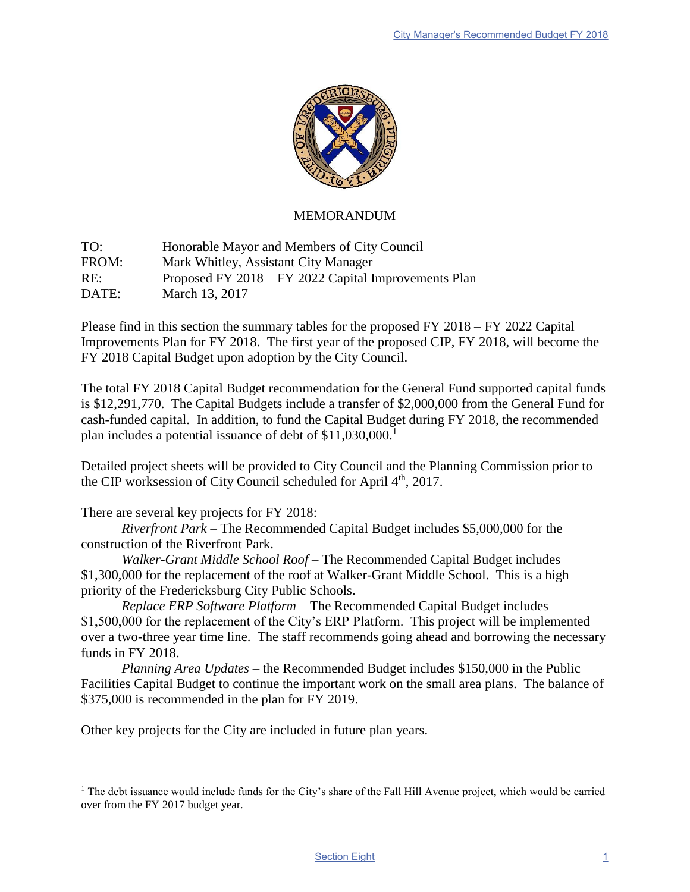# MEMORANDUM

| | |
|---|---|
| TO: | Honorable Mayor and Members of City Council |
| FROM: | Mark Whitley, Assistant City Manager |
| RE: | Proposed FY 2018 – FY 2022 Capital Improvements Plan |
| DATE: | March 13, 2017 |

Please find in this section the summary tables for the proposed FY 2018 – FY 2022 Capital Improvements Plan for FY 2018. The first year of the proposed CIP, FY 2018, will become the FY 2018 Capital Budget upon adoption by the City Council.

The total FY 2018 Capital Budget recommendation for the General Fund supported capital funds is $12,291,770. The Capital Budgets include a transfer of $2,000,000 from the General Fund for cash-funded capital. In addition, to fund the Capital Budget during FY 2018, the recommended plan includes a potential issuance of debt of $11,030,000.[1]

Detailed project sheets will be provided to City Council and the Planning Commission prior to the CIP worksession of City Council scheduled for April 4th, 2017.

There are several key projects for FY 2018:

*Riverfront Park* – The Recommended Capital Budget includes $5,000,000 for the construction of the Riverfront Park.

*Walker-Grant Middle School Roof* – The Recommended Capital Budget includes $1,300,000 for the replacement of the roof at Walker-Grant Middle School. This is a high priority of the Fredericksburg City Public Schools.

*Replace ERP Software Platform* – The Recommended Capital Budget includes $1,500,000 for the replacement of the City's ERP Platform. This project will be implemented over a two-three year time line. The staff recommends going ahead and borrowing the necessary funds in FY 2018.

*Planning Area Updates* – the Recommended Budget includes $150,000 in the Public Facilities Capital Budget to continue the important work on the small area plans. The balance of $375,000 is recommended in the plan for FY 2019.

Other key projects for the City are included in future plan years.

[1] The debt issuance would include funds for the City's share of the Fall Hill Avenue project, which would be carried over from the FY 2017 budget year.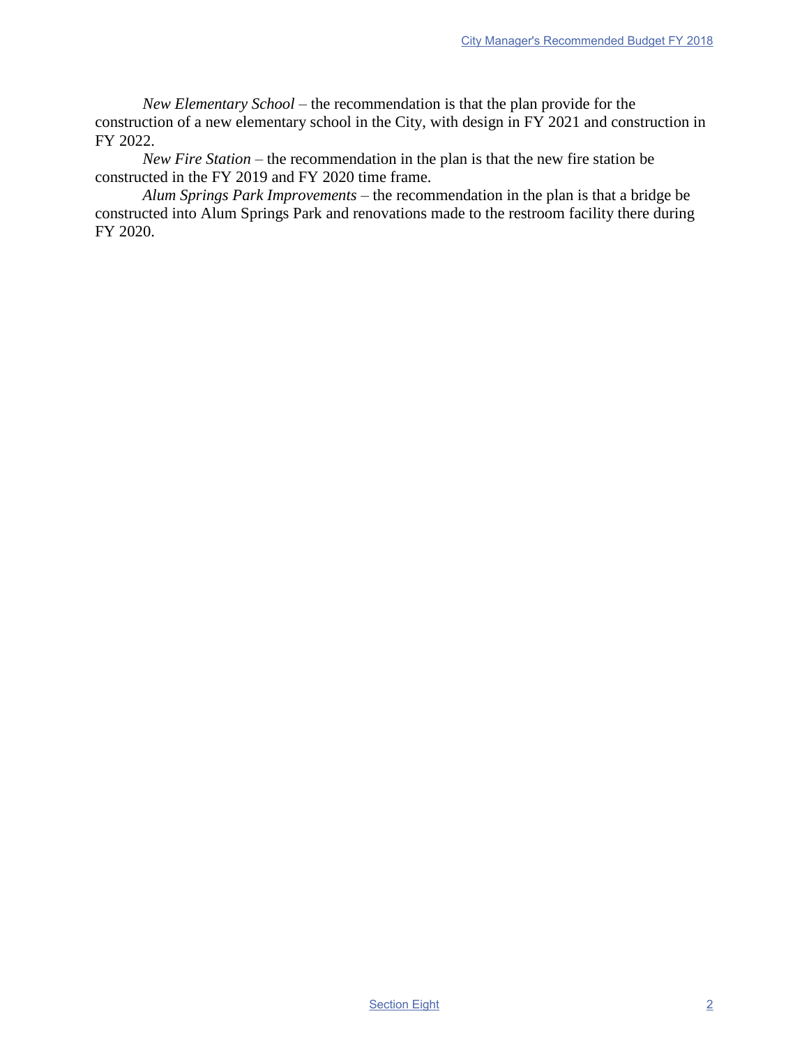*New Elementary School* – the recommendation is that the plan provide for the construction of a new elementary school in the City, with design in FY 2021 and construction in FY 2022.

*New Fire Station* – the recommendation in the plan is that the new fire station be constructed in the FY 2019 and FY 2020 time frame.

*Alum Springs Park Improvements* – the recommendation in the plan is that a bridge be constructed into Alum Springs Park and renovations made to the restroom facility there during FY 2020.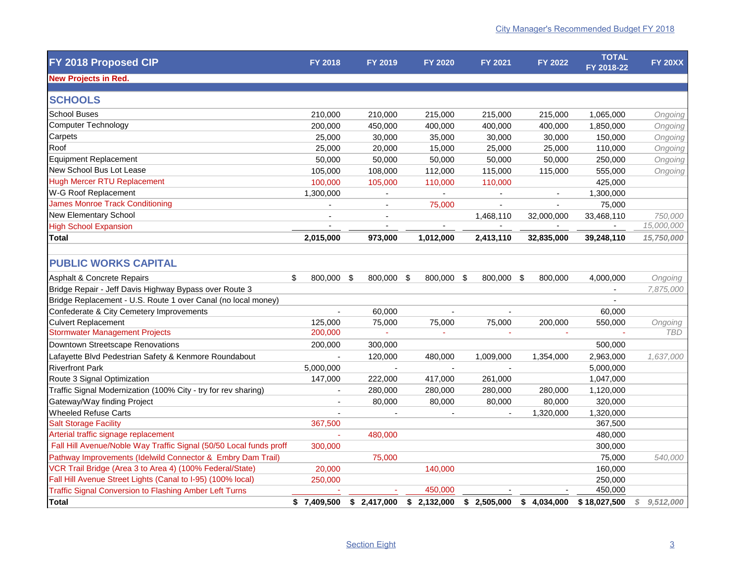| FY 2018 Proposed CIP | FY 2018 | FY 2019 | FY 2020 | FY 2021 | FY 2022 | TOTAL FY 2018-22 | FY 20XX |
|---|---|---|---|---|---|---|---|
| New Projects in Red. | | | | | | | |
| **SCHOOLS** | | | | | | | |
| School Buses | 210,000 | 210,000 | 215,000 | 215,000 | 215,000 | 1,065,000 | *Ongoing* |
| Computer Technology | 200,000 | 450,000 | 400,000 | 400,000 | 400,000 | 1,850,000 | *Ongoing* |
| Carpets | 25,000 | 30,000 | 35,000 | 30,000 | 30,000 | 150,000 | *Ongoing* |
| Roof | 25,000 | 20,000 | 15,000 | 25,000 | 25,000 | 110,000 | *Ongoing* |
| Equipment Replacement | 50,000 | 50,000 | 50,000 | 50,000 | 50,000 | 250,000 | *Ongoing* |
| New School Bus Lot Lease | 105,000 | 108,000 | 112,000 | 115,000 | 115,000 | 555,000 | *Ongoing* |
| Hugh Mercer RTU Replacement | 100,000 | 105,000 | 110,000 | 110,000 | | 425,000 | |
| W-G Roof Replacement | 1,300,000 | - | - | - | - | 1,300,000 | |
| James Monroe Track Conditioning | - | - | 75,000 | - | - | 75,000 | |
| New Elementary School | - | - | | 1,468,110 | 32,000,000 | 33,468,110 | *750,000* |
| High School Expansion | - | - | - | - | - | - | *15,000,000* |
| **Total** | **2,015,000** | **973,000** | **1,012,000** | **2,413,110** | **32,835,000** | **39,248,110** | ***15,750,000*** |
| **PUBLIC WORKS CAPITAL** | | | | | | | |
| Asphalt & Concrete Repairs | $ 800,000 | $ 800,000 | $ 800,000 | $ 800,000 | $ 800,000 | 4,000,000 | *Ongoing* |
| Bridge Repair - Jeff Davis Highway Bypass over Route 3 | | | | | | - | *7,875,000* |
| Bridge Replacement - U.S. Route 1 over Canal (no local money) | | | | | | - | |
| Confederate & City Cemetery Improvements | - | 60,000 | - | - | | 60,000 | |
| Culvert Replacement | 125,000 | 75,000 | 75,000 | 75,000 | 200,000 | 550,000 | *Ongoing* |
| Stormwater Management Projects | 200,000 | - | - | - | - | - | *TBD* |
| Downtown Streetscape Renovations | 200,000 | 300,000 | | | | 500,000 | |
| Lafayette Blvd Pedestrian Safety & Kenmore Roundabout | - | 120,000 | 480,000 | 1,009,000 | 1,354,000 | 2,963,000 | *1,637,000* |
| Riverfront Park | 5,000,000 | - | - | - | | 5,000,000 | |
| Route 3 Signal Optimization | 147,000 | 222,000 | 417,000 | 261,000 | | 1,047,000 | |
| Traffic Signal Modernization (100% City - try for rev sharing) | - | 280,000 | 280,000 | 280,000 | 280,000 | 1,120,000 | |
| Gateway/Way finding Project | - | 80,000 | 80,000 | 80,000 | 80,000 | 320,000 | |
| Wheeled Refuse Carts | - | - | - | - | 1,320,000 | 1,320,000 | |
| Salt Storage Facility | 367,500 | | | | | 367,500 | |
| Arterial traffic signage replacement | - | 480,000 | | | | 480,000 | |
| Fall Hill Avenue/Noble Way Traffic Signal (50/50 Local funds proff | 300,000 | | | | | 300,000 | |
| Pathway Improvements (Idelwild Connector & Embry Dam Trail) | | 75,000 | | | | 75,000 | *540,000* |
| VCR Trail Bridge (Area 3 to Area 4) (100% Federal/State) | 20,000 | | 140,000 | | | 160,000 | |
| Fall Hill Avenue Street Lights (Canal to I-95) (100% local) | 250,000 | | | | | 250,000 | |
| Traffic Signal Conversion to Flashing Amber Left Turns | - | - | 450,000 | - | - | 450,000 | |
| **Total** | **$ 7,409,500** | **$ 2,417,000** | **$ 2,132,000** | **$ 2,505,000** | **$ 4,034,000** | **$ 18,027,500** | ***$ 9,512,000*** |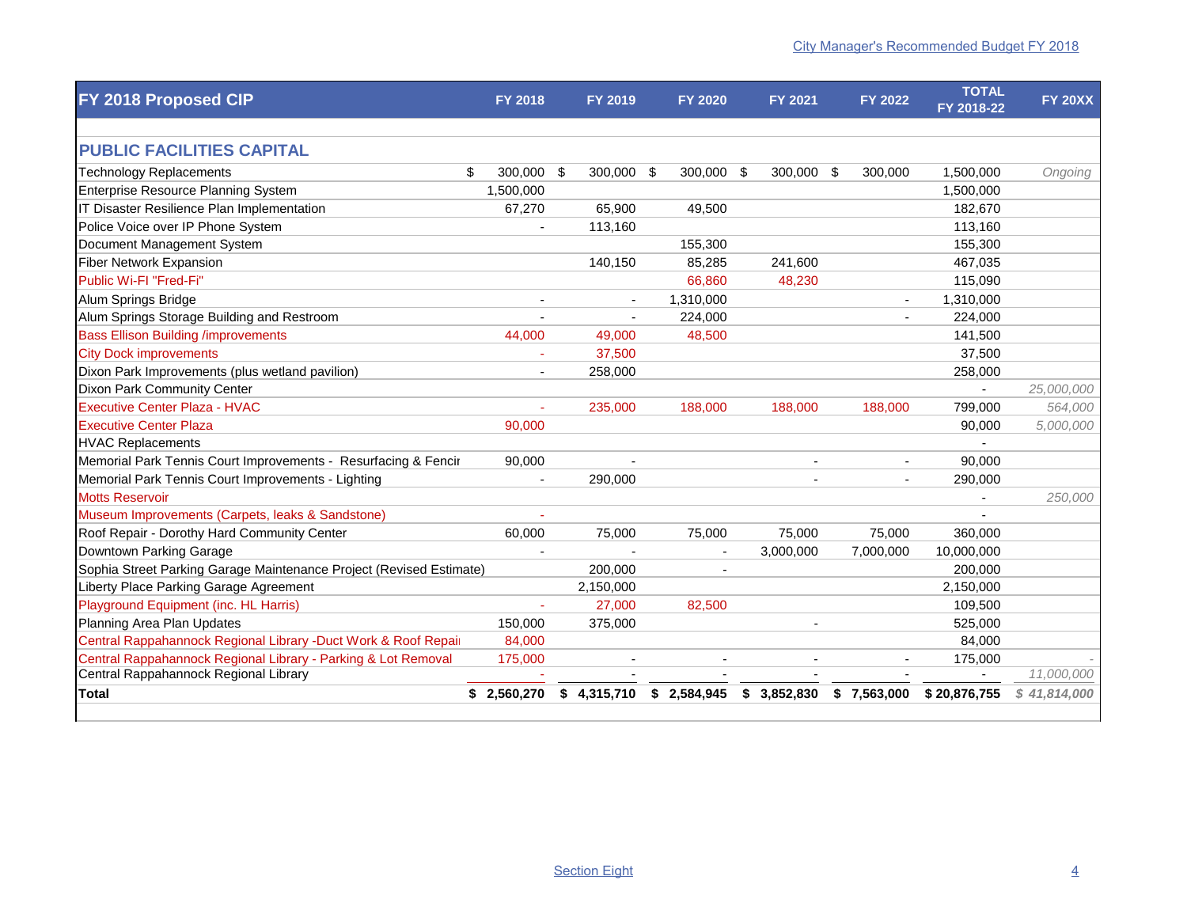| FY 2018 Proposed CIP | FY 2018 | FY 2019 | FY 2020 | FY 2021 | FY 2022 | TOTAL FY 2018-22 | FY 20XX |
|---|---|---|---|---|---|---|---|
| **PUBLIC FACILITIES CAPITAL** | | | | | | | |
| Technology Replacements | $ 300,000 | $ 300,000 | $ 300,000 | $ 300,000 | $ 300,000 | 1,500,000 | *Ongoing* |
| Enterprise Resource Planning System | 1,500,000 | | | | | 1,500,000 | |
| IT Disaster Resilience Plan Implementation | 67,270 | 65,900 | 49,500 | | | 182,670 | |
| Police Voice over IP Phone System | - | 113,160 | | | | 113,160 | |
| Document Management System | | | 155,300 | | | 155,300 | |
| Fiber Network Expansion | | 140,150 | 85,285 | 241,600 | | 467,035 | |
| Public Wi-FI "Fred-Fi" | | | 66,860 | 48,230 | | 115,090 | |
| Alum Springs Bridge | - | - | 1,310,000 | | - | 1,310,000 | |
| Alum Springs Storage Building and Restroom | - | - | 224,000 | | - | 224,000 | |
| Bass Ellison Building /improvements | 44,000 | 49,000 | 48,500 | | | 141,500 | |
| City Dock improvements | - | 37,500 | | | | 37,500 | |
| Dixon Park Improvements (plus wetland pavilion) | - | 258,000 | | | | 258,000 | |
| Dixon Park Community Center | | | | | | - | *25,000,000* |
| Executive Center Plaza - HVAC | - | 235,000 | 188,000 | 188,000 | 188,000 | 799,000 | *564,000* |
| Executive Center Plaza | 90,000 | | | | | 90,000 | *5,000,000* |
| HVAC Replacements | | | | | | - | |
| Memorial Park Tennis Court Improvements - Resurfacing & Fencir | 90,000 | - | | - | - | 90,000 | |
| Memorial Park Tennis Court Improvements - Lighting | - | 290,000 | | - | - | 290,000 | |
| Motts Reservoir | | | | | | - | *250,000* |
| Museum Improvements (Carpets, leaks & Sandstone) | - | | | | | - | |
| Roof Repair - Dorothy Hard Community Center | 60,000 | 75,000 | 75,000 | 75,000 | 75,000 | 360,000 | |
| Downtown Parking Garage | - | - | - | 3,000,000 | 7,000,000 | 10,000,000 | |
| Sophia Street Parking Garage Maintenance Project (Revised Estimate) | | 200,000 | - | | | 200,000 | |
| Liberty Place Parking Garage Agreement | | 2,150,000 | | | | 2,150,000 | |
| Playground Equipment (inc. HL Harris) | - | 27,000 | 82,500 | | | 109,500 | |
| Planning Area Plan Updates | 150,000 | 375,000 | | - | | 525,000 | |
| Central Rappahannock Regional Library -Duct Work & Roof Repai | 84,000 | | | | | 84,000 | |
| Central Rappahannock Regional Library - Parking & Lot Removal | 175,000 | - | - | - | - | 175,000 | - |
| Central Rappahannock Regional Library | - | - | - | - | - | - | *11,000,000* |
| **Total** | **$ 2,560,270** | **$ 4,315,710** | **$ 2,584,945** | **$ 3,852,830** | **$ 7,563,000** | **$ 20,876,755** | ***$ 41,814,000*** |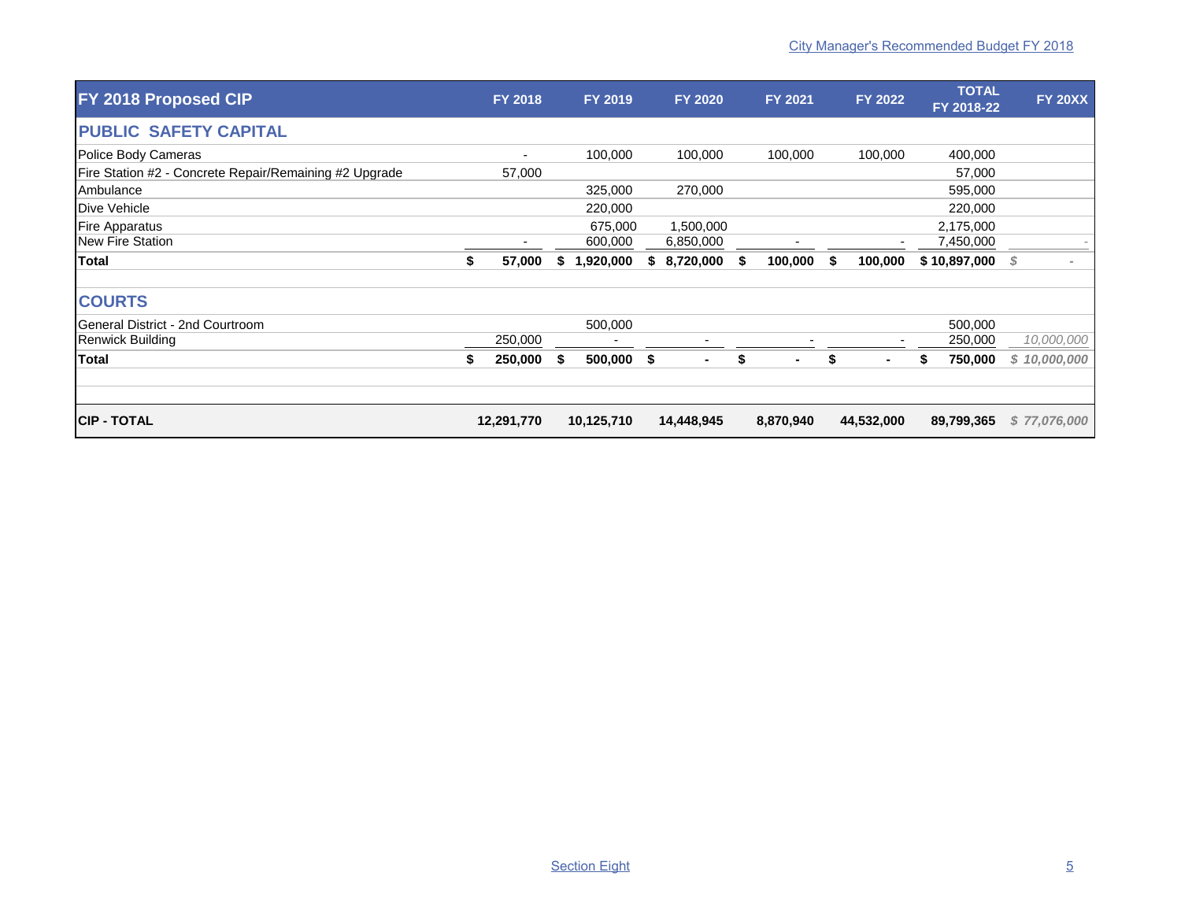| FY 2018 Proposed CIP | FY 2018 | FY 2019 | FY 2020 | FY 2021 | FY 2022 | TOTAL FY 2018-22 | FY 20XX |
|---|---|---|---|---|---|---|---|
| **PUBLIC SAFETY CAPITAL** | | | | | | | |
| Police Body Cameras | - | 100,000 | 100,000 | 100,000 | 100,000 | 400,000 | |
| Fire Station #2 - Concrete Repair/Remaining #2 Upgrade | 57,000 | | | | | 57,000 | |
| Ambulance | | 325,000 | 270,000 | | | 595,000 | |
| Dive Vehicle | | 220,000 | | | | 220,000 | |
| Fire Apparatus | | 675,000 | 1,500,000 | | | 2,175,000 | |
| New Fire Station | - | 600,000 | 6,850,000 | - | - | 7,450,000 | - |
| **Total** | **$ 57,000** | **$ 1,920,000** | **$ 8,720,000** | **$ 100,000** | **$ 100,000** | **$ 10,897,000** | *$ -* |
| | | | | | | | |
| **COURTS** | | | | | | | |
| General District - 2nd Courtroom | | 500,000 | | | | 500,000 | |
| Renwick Building | 250,000 | - | - | - | - | 250,000 | *10,000,000* |
| **Total** | **$ 250,000** | **$ 500,000** | **$ -** | **$ -** | **$ -** | **$ 750,000** | ***$ 10,000,000*** |
| | | | | | | | |
| **CIP - TOTAL** | **12,291,770** | **10,125,710** | **14,448,945** | **8,870,940** | **44,532,000** | **89,799,365** | ***$ 77,076,000*** |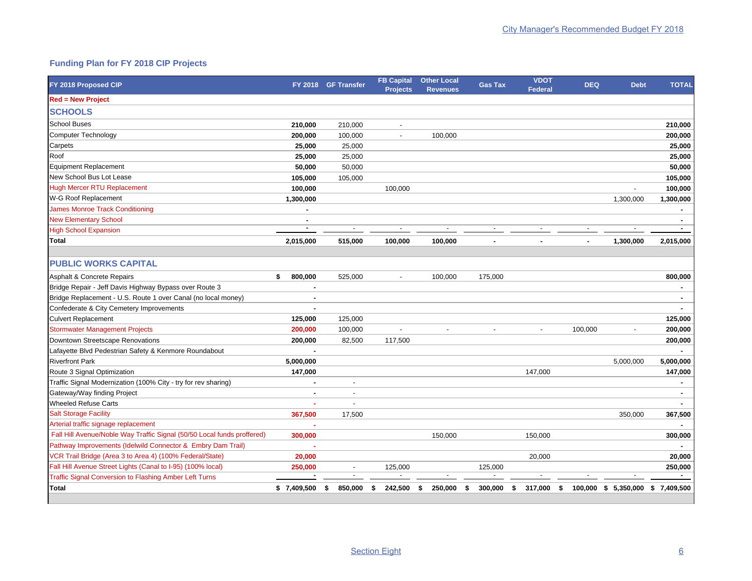## Funding Plan for FY 2018 CIP Projects

| FY 2018 Proposed CIP | FY 2018 | GF Transfer | FB Capital Projects | Other Local Revenues | Gas Tax | VDOT Federal | DEQ | Debt | TOTAL |
|---|---|---|---|---|---|---|---|---|---|
| **Red = New Project** | | | | | | | | | |
| **SCHOOLS** | | | | | | | | | |
| School Buses | **210,000** | 210,000 | - | | | | | | **210,000** |
| Computer Technology | **200,000** | 100,000 | - | 100,000 | | | | | **200,000** |
| Carpets | **25,000** | 25,000 | | | | | | | **25,000** |
| Roof | **25,000** | 25,000 | | | | | | | **25,000** |
| Equipment Replacement | **50,000** | 50,000 | | | | | | | **50,000** |
| New School Bus Lot Lease | **105,000** | 105,000 | | | | | | | **105,000** |
| Hugh Mercer RTU Replacement | **100,000** | | 100,000 | | | | | - | **100,000** |
| W-G Roof Replacement | **1,300,000** | | | | | | | 1,300,000 | **1,300,000** |
| James Monroe Track Conditioning | **-** | | | | | | | | **-** |
| New Elementary School | **-** | | | | | | | | **-** |
| High School Expansion | **-** | - | - | - | - | - | - | - | **-** |
| **Total** | **2,015,000** | **515,000** | **100,000** | **100,000** | **-** | **-** | **-** | **1,300,000** | **2,015,000** |
| **PUBLIC WORKS CAPITAL** | | | | | | | | | |
| Asphalt & Concrete Repairs | **$ 800,000** | 525,000 | - | 100,000 | 175,000 | | | | **800,000** |
| Bridge Repair - Jeff Davis Highway Bypass over Route 3 | **-** | | | | | | | | **-** |
| Bridge Replacement - U.S. Route 1 over Canal (no local money) | **-** | | | | | | | | **-** |
| Confederate & City Cemetery Improvements | **-** | | | | | | | | **-** |
| Culvert Replacement | **125,000** | 125,000 | | | | | | | **125,000** |
| Stormwater Management Projects | **200,000** | 100,000 | - | - | - | - | 100,000 | - | **200,000** |
| Downtown Streetscape Renovations | **200,000** | 82,500 | 117,500 | | | | | | **200,000** |
| Lafayette Blvd Pedestrian Safety & Kenmore Roundabout | **-** | | | | | | | | **-** |
| Riverfront Park | **5,000,000** | | | | | | | 5,000,000 | **5,000,000** |
| Route 3 Signal Optimization | **147,000** | | | | | 147,000 | | | **147,000** |
| Traffic Signal Modernization (100% City - try for rev sharing) | **-** | - | | | | | | | **-** |
| Gateway/Way finding Project | **-** | - | | | | | | | **-** |
| Wheeled Refuse Carts | **-** | - | | | | | | | **-** |
| Salt Storage Facility | **367,500** | 17,500 | | | | | | 350,000 | **367,500** |
| Arterial traffic signage replacement | **-** | | | | | | | | **-** |
| Fall Hill Avenue/Noble Way Traffic Signal (50/50 Local funds proffered) | **300,000** | | | 150,000 | | 150,000 | | | **300,000** |
| Pathway Improvements (Idelwild Connector & Embry Dam Trail) | **-** | | | | | | | | **-** |
| VCR Trail Bridge (Area 3 to Area 4) (100% Federal/State) | **20,000** | | | | | 20,000 | | | **20,000** |
| Fall Hill Avenue Street Lights (Canal to I-95) (100% local) | **250,000** | - | 125,000 | | 125,000 | | | | **250,000** |
| Traffic Signal Conversion to Flashing Amber Left Turns | **-** | - | - | - | - | - | - | - | **-** |
| **Total** | **$ 7,409,500** | **$ 850,000** | **$ 242,500** | **$ 250,000** | **$ 300,000** | **$ 317,000** | **$ 100,000** | **$ 5,350,000** | **$ 7,409,500** |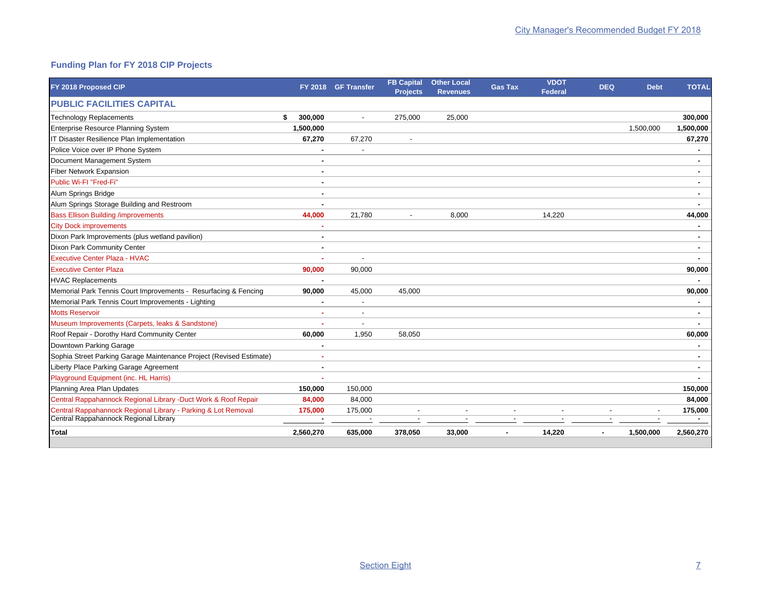## Funding Plan for FY 2018 CIP Projects

| FY 2018 Proposed CIP | FY 2018 | GF Transfer | FB Capital Projects | Other Local Revenues | Gas Tax | VDOT Federal | DEQ | Debt | TOTAL |
|---|---|---|---|---|---|---|---|---|---|
| **PUBLIC FACILITIES CAPITAL** | | | | | | | | | |
| Technology Replacements | $ 300,000 | - | 275,000 | 25,000 | | | | | 300,000 |
| Enterprise Resource Planning System | 1,500,000 | | | | | | | 1,500,000 | 1,500,000 |
| IT Disaster Resilience Plan Implementation | 67,270 | 67,270 | - | | | | | | 67,270 |
| Police Voice over IP Phone System | - | - | | | | | | | - |
| Document Management System | - | | | | | | | | - |
| Fiber Network Expansion | - | | | | | | | | - |
| Public Wi-FI "Fred-Fi" | - | | | | | | | | - |
| Alum Springs Bridge | - | | | | | | | | - |
| Alum Springs Storage Building and Restroom | - | | | | | | | | - |
| Bass Ellison Building /improvements | 44,000 | 21,780 | - | 8,000 | | 14,220 | | | 44,000 |
| City Dock improvements | - | | | | | | | | - |
| Dixon Park Improvements (plus wetland pavilion) | - | | | | | | | | - |
| Dixon Park Community Center | - | | | | | | | | - |
| Executive Center Plaza - HVAC | - | - | | | | | | | - |
| Executive Center Plaza | 90,000 | 90,000 | | | | | | | 90,000 |
| HVAC Replacements | - | | | | | | | | - |
| Memorial Park Tennis Court Improvements - Resurfacing & Fencing | 90,000 | 45,000 | 45,000 | | | | | | 90,000 |
| Memorial Park Tennis Court Improvements - Lighting | - | - | | | | | | | - |
| Motts Reservoir | - | - | | | | | | | - |
| Museum Improvements (Carpets, leaks & Sandstone) | - | - | | | | | | | - |
| Roof Repair - Dorothy Hard Community Center | 60,000 | 1,950 | 58,050 | | | | | | 60,000 |
| Downtown Parking Garage | - | | | | | | | | - |
| Sophia Street Parking Garage Maintenance Project (Revised Estimate) | - | | | | | | | | - |
| Liberty Place Parking Garage Agreement | - | | | | | | | | - |
| Playground Equipment (inc. HL Harris) | - | | | | | | | | - |
| Planning Area Plan Updates | 150,000 | 150,000 | | | | | | | 150,000 |
| Central Rappahannock Regional Library -Duct Work & Roof Repair | 84,000 | 84,000 | | | | | | | 84,000 |
| Central Rappahannock Regional Library - Parking & Lot Removal | 175,000 | 175,000 | - | - | - | - | - | - | 175,000 |
| Central Rappahannock Regional Library | - | - | - | - | - | - | - | - | - |
| **Total** | **2,560,270** | **635,000** | **378,050** | **33,000** | **-** | **14,220** | **-** | **1,500,000** | **2,560,270** |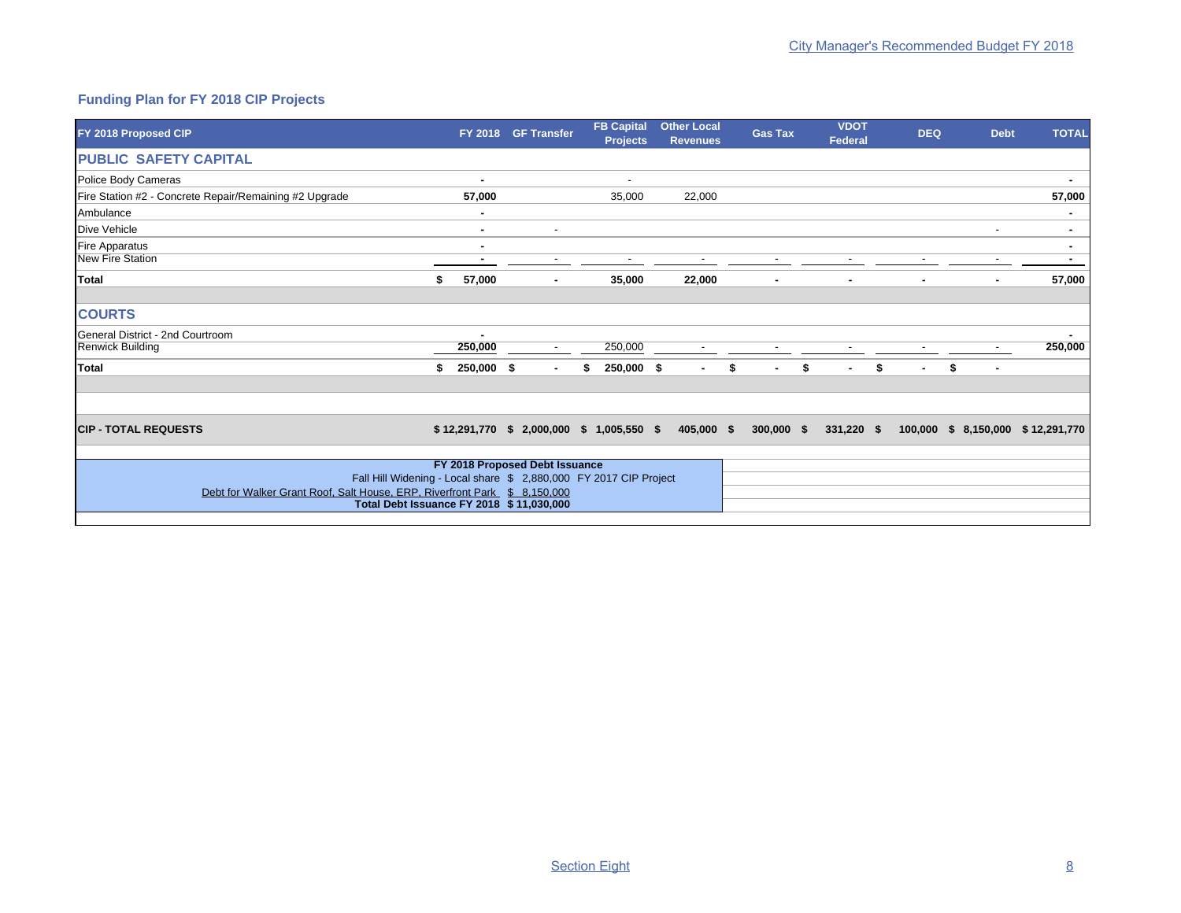## Funding Plan for FY 2018 CIP Projects

| FY 2018 Proposed CIP | FY 2018 | GF Transfer | FB Capital Projects | Other Local Revenues | Gas Tax | VDOT Federal | DEQ | Debt | TOTAL |
|---|---|---|---|---|---|---|---|---|---|
| **PUBLIC SAFETY CAPITAL** | | | | | | | | | |
| Police Body Cameras | - | | - | | | | | | - |
| Fire Station #2 - Concrete Repair/Remaining #2 Upgrade | 57,000 | | 35,000 | 22,000 | | | | | 57,000 |
| Ambulance | - | | | | | | | | - |
| Dive Vehicle | - | - | | | | | | - | - |
| Fire Apparatus | - | | | | | | | | - |
| New Fire Station | - | - | - | - | - | - | - | - | - |
| **Total** | **$ 57,000** | **-** | **35,000** | **22,000** | **-** | **-** | **-** | **-** | **57,000** |
| **COURTS** | | | | | | | | | |
| General District - 2nd Courtroom | - | | | | | | | | - |
| Renwick Building | 250,000 | - | 250,000 | - | - | - | - | - | 250,000 |
| **Total** | **$ 250,000** | **$ -** | **$ 250,000** | **$ -** | **$ -** | **$ -** | **$ -** | **$ -** | |
| **CIP - TOTAL REQUESTS** | **$ 12,291,770** | **$ 2,000,000** | **$ 1,005,550** | **$ 405,000** | **$ 300,000** | **$ 331,220** | **$ 100,000** | **$ 8,150,000** | **$ 12,291,770** |

| FY 2018 Proposed Debt Issuance | | |
|---|---|---|
| Fall Hill Widening - Local share | $ 2,880,000 | FY 2017 CIP Project |
| Debt for Walker Grant Roof, Salt House, ERP, Riverfront Park | $ 8,150,000 | |
| **Total Debt Issuance FY 2018** | **$ 11,030,000** | |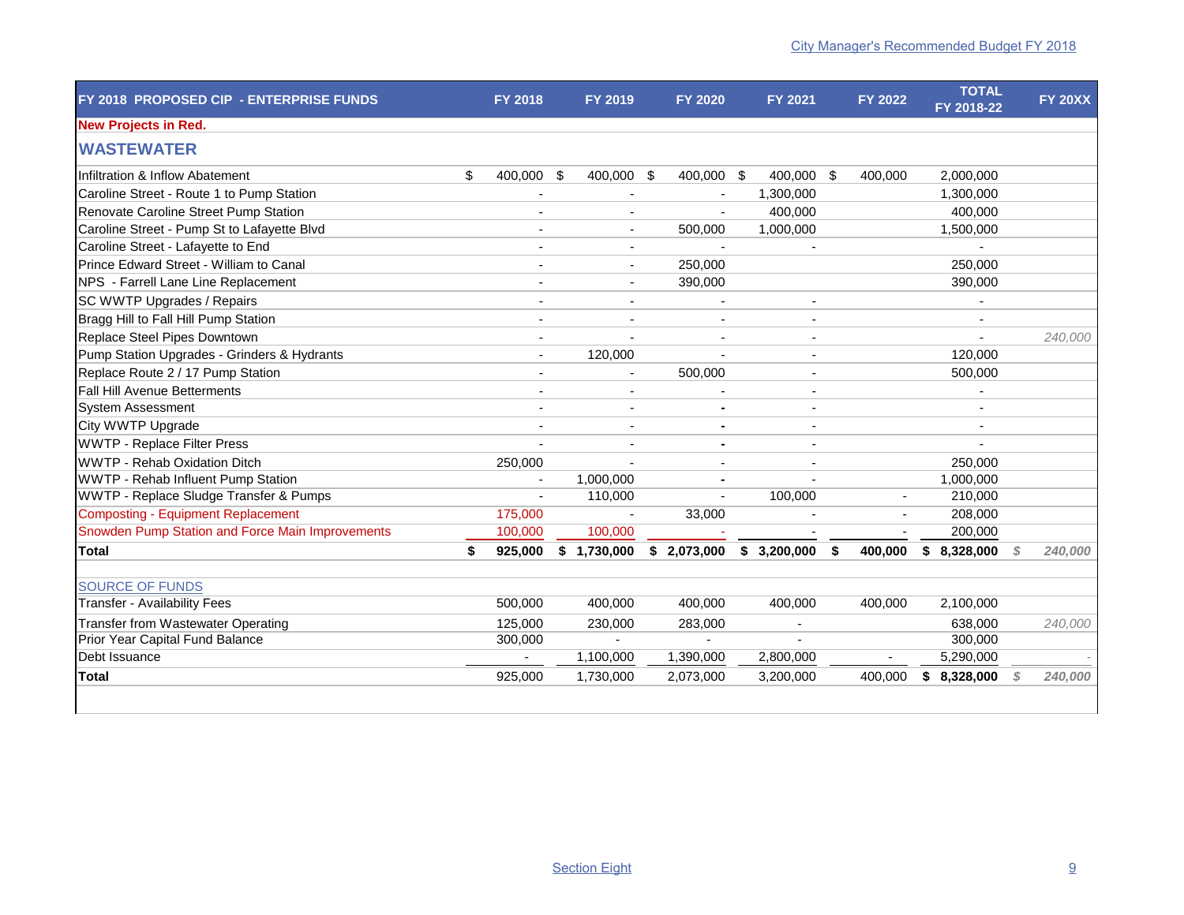| FY 2018 PROPOSED CIP - ENTERPRISE FUNDS | FY 2018 | FY 2019 | FY 2020 | FY 2021 | FY 2022 | TOTAL FY 2018-22 | FY 20XX |
|---|---|---|---|---|---|---|---|
| **New Projects in Red.** | | | | | | | |
| **WASTEWATER** | | | | | | | |
| Infiltration & Inflow Abatement | $ 400,000 | $ 400,000 | $ 400,000 | $ 400,000 | $ 400,000 | 2,000,000 | |
| Caroline Street - Route 1 to Pump Station | - | - | - | 1,300,000 | | 1,300,000 | |
| Renovate Caroline Street Pump Station | - | - | - | 400,000 | | 400,000 | |
| Caroline Street - Pump St to Lafayette Blvd | - | - | 500,000 | 1,000,000 | | 1,500,000 | |
| Caroline Street - Lafayette to End | - | - | - | - | | - | |
| Prince Edward Street - William to Canal | - | - | 250,000 | | | 250,000 | |
| NPS - Farrell Lane Line Replacement | - | - | 390,000 | | | 390,000 | |
| SC WWTP Upgrades / Repairs | - | - | - | - | | - | |
| Bragg Hill to Fall Hill Pump Station | - | - | - | - | | - | |
| Replace Steel Pipes Downtown | - | - | - | - | | - | *240,000* |
| Pump Station Upgrades - Grinders & Hydrants | - | 120,000 | - | - | | 120,000 | |
| Replace Route 2 / 17 Pump Station | - | - | 500,000 | - | | 500,000 | |
| Fall Hill Avenue Betterments | - | - | - | - | | - | |
| System Assessment | - | - | - | - | | - | |
| City WWTP Upgrade | - | - | - | - | | - | |
| WWTP - Replace Filter Press | - | - | - | - | | - | |
| WWTP - Rehab Oxidation Ditch | 250,000 | - | - | - | | 250,000 | |
| WWTP - Rehab Influent Pump Station | - | 1,000,000 | - | - | | 1,000,000 | |
| WWTP - Replace Sludge Transfer & Pumps | - | 110,000 | - | 100,000 | - | 210,000 | |
| Composting - Equipment Replacement | 175,000 | - | 33,000 | - | - | 208,000 | |
| Snowden Pump Station and Force Main Improvements | 100,000 | 100,000 | - | - | - | 200,000 | |
| **Total** | **$ 925,000** | **$ 1,730,000** | **$ 2,073,000** | **$ 3,200,000** | **$ 400,000** | **$ 8,328,000** | *$ 240,000* |
| | | | | | | | |
| SOURCE OF FUNDS | | | | | | | |
| Transfer - Availability Fees | 500,000 | 400,000 | 400,000 | 400,000 | 400,000 | 2,100,000 | |
| Transfer from Wastewater Operating | 125,000 | 230,000 | 283,000 | - | | 638,000 | *240,000* |
| Prior Year Capital Fund Balance | 300,000 | - | - | - | | 300,000 | |
| Debt Issuance | - | 1,100,000 | 1,390,000 | 2,800,000 | - | 5,290,000 | - |
| **Total** | 925,000 | 1,730,000 | 2,073,000 | 3,200,000 | 400,000 | **$ 8,328,000** | *$ 240,000* |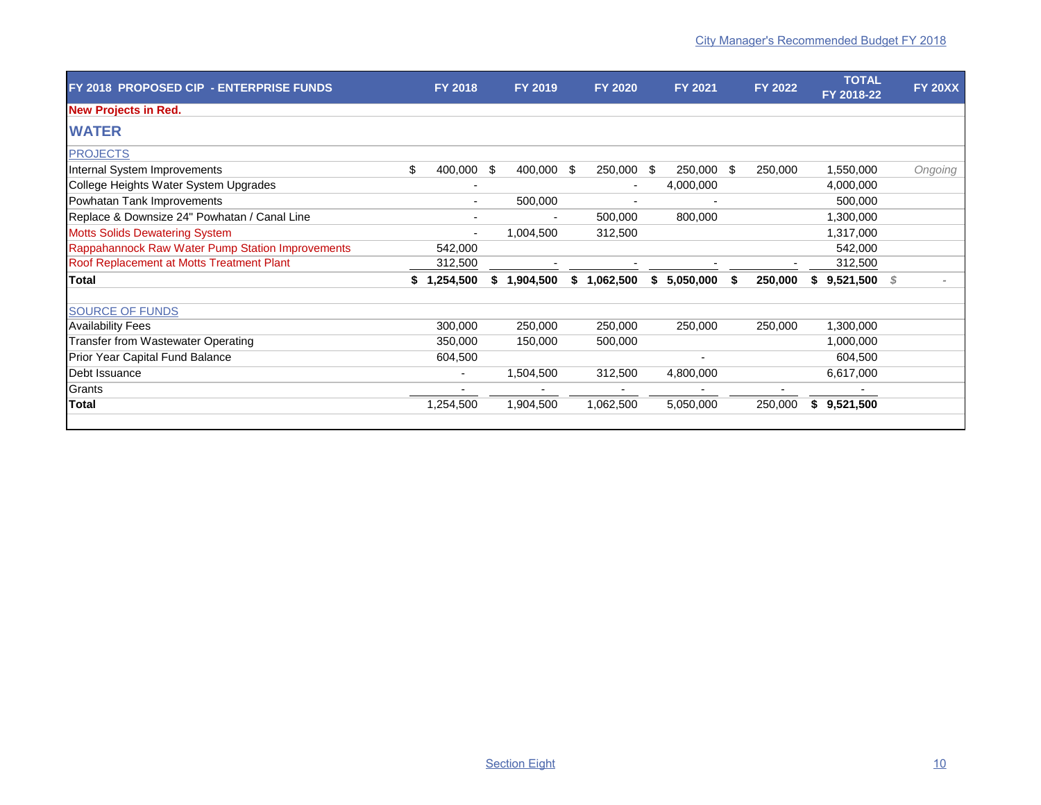| FY 2018 PROPOSED CIP - ENTERPRISE FUNDS | FY 2018 | FY 2019 | FY 2020 | FY 2021 | FY 2022 | TOTAL FY 2018-22 | FY 20XX |
|---|---|---|---|---|---|---|---|
| **New Projects in Red.** | | | | | | | |
| **WATER** | | | | | | | |
| PROJECTS | | | | | | | |
| Internal System Improvements | $ 400,000 | $ 400,000 | $ 250,000 | $ 250,000 | $ 250,000 | 1,550,000 | *Ongoing* |
| College Heights Water System Upgrades | - | | - | 4,000,000 | | 4,000,000 | |
| Powhatan Tank Improvements | - | 500,000 | - | - | | 500,000 | |
| Replace & Downsize 24" Powhatan / Canal Line | - | - | 500,000 | 800,000 | | 1,300,000 | |
| Motts Solids Dewatering System | - | 1,004,500 | 312,500 | | | 1,317,000 | |
| Rappahannock Raw Water Pump Station Improvements | 542,000 | | | | | 542,000 | |
| Roof Replacement at Motts Treatment Plant | 312,500 | - | - | - | - | 312,500 | |
| **Total** | **$ 1,254,500** | **$ 1,904,500** | **$ 1,062,500** | **$ 5,050,000** | **$ 250,000** | **$ 9,521,500** | $ - |
| | | | | | | | |
| SOURCE OF FUNDS | | | | | | | |
| Availability Fees | 300,000 | 250,000 | 250,000 | 250,000 | 250,000 | 1,300,000 | |
| Transfer from Wastewater Operating | 350,000 | 150,000 | 500,000 | | | 1,000,000 | |
| Prior Year Capital Fund Balance | 604,500 | | | - | | 604,500 | |
| Debt Issuance | - | 1,504,500 | 312,500 | 4,800,000 | | 6,617,000 | |
| Grants | - | - | - | - | - | - | |
| **Total** | 1,254,500 | 1,904,500 | 1,062,500 | 5,050,000 | 250,000 | **$ 9,521,500** | |